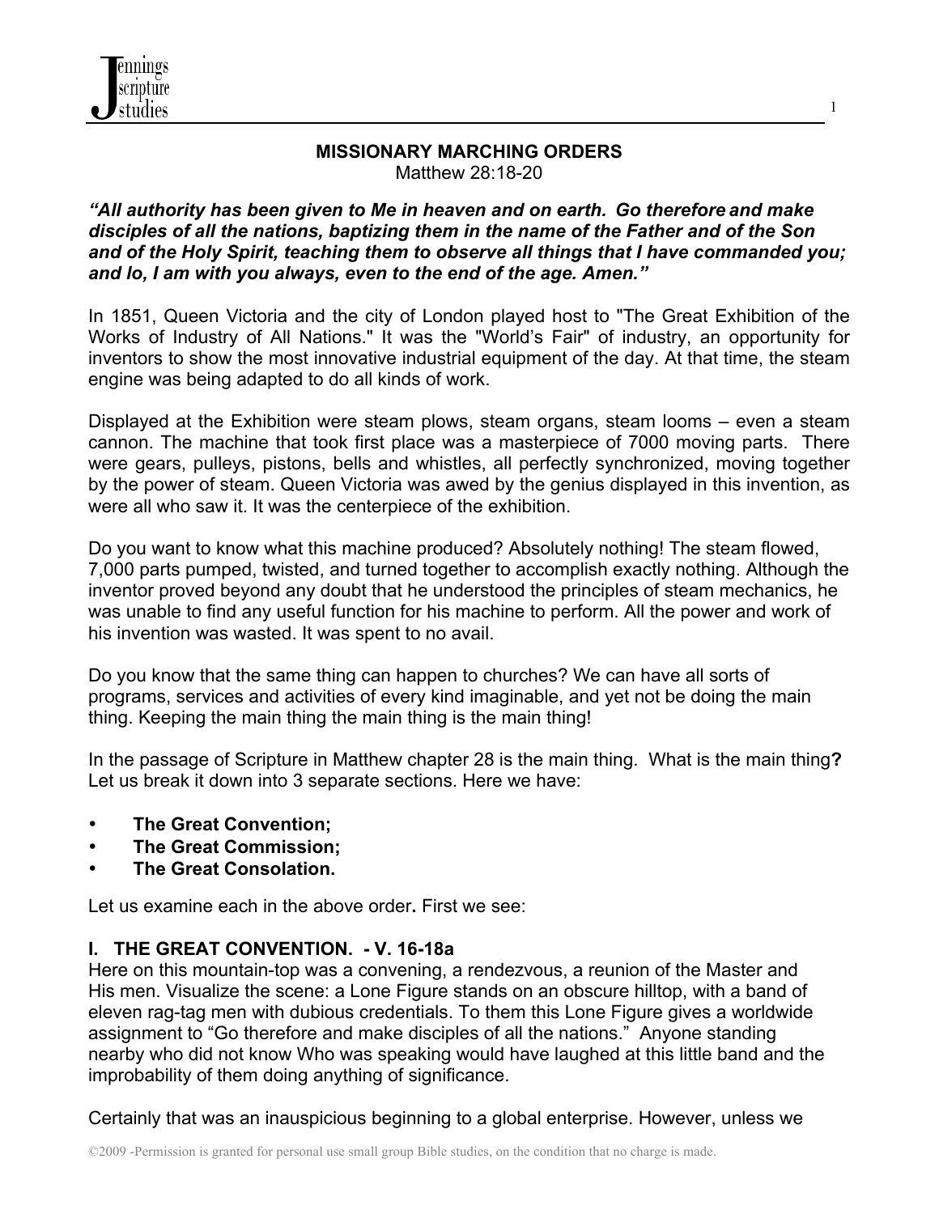# MISSIONARY MARCHING ORDERS

Matthew 28:18-20

***"All authority has been given to Me in heaven and on earth. Go therefore and make disciples of all the nations, baptizing them in the name of the Father and of the Son and of the Holy Spirit, teaching them to observe all things that I have commanded you; and lo, I am with you always, even to the end of the age. Amen."***

In 1851, Queen Victoria and the city of London played host to "The Great Exhibition of the Works of Industry of All Nations." It was the "World's Fair" of industry, an opportunity for inventors to show the most innovative industrial equipment of the day. At that time, the steam engine was being adapted to do all kinds of work.

Displayed at the Exhibition were steam plows, steam organs, steam looms – even a steam cannon. The machine that took first place was a masterpiece of 7000 moving parts. There were gears, pulleys, pistons, bells and whistles, all perfectly synchronized, moving together by the power of steam. Queen Victoria was awed by the genius displayed in this invention, as were all who saw it. It was the centerpiece of the exhibition.

Do you want to know what this machine produced? Absolutely nothing! The steam flowed, 7,000 parts pumped, twisted, and turned together to accomplish exactly nothing. Although the inventor proved beyond any doubt that he understood the principles of steam mechanics, he was unable to find any useful function for his machine to perform. All the power and work of his invention was wasted. It was spent to no avail.

Do you know that the same thing can happen to churches? We can have all sorts of programs, services and activities of every kind imaginable, and yet not be doing the main thing. Keeping the main thing the main thing is the main thing!

In the passage of Scripture in Matthew chapter 28 is the main thing. What is the main thing**?** Let us break it down into 3 separate sections. Here we have:

- **The Great Convention;**
- **The Great Commission;**
- **The Great Consolation.**

Let us examine each in the above order**.** First we see:

## I. THE GREAT CONVENTION. - V. 16-18a

Here on this mountain-top was a convening, a rendezvous, a reunion of the Master and His men. Visualize the scene: a Lone Figure stands on an obscure hilltop, with a band of eleven rag-tag men with dubious credentials. To them this Lone Figure gives a worldwide assignment to "Go therefore and make disciples of all the nations." Anyone standing nearby who did not know Who was speaking would have laughed at this little band and the improbability of them doing anything of significance.

Certainly that was an inauspicious beginning to a global enterprise. However, unless we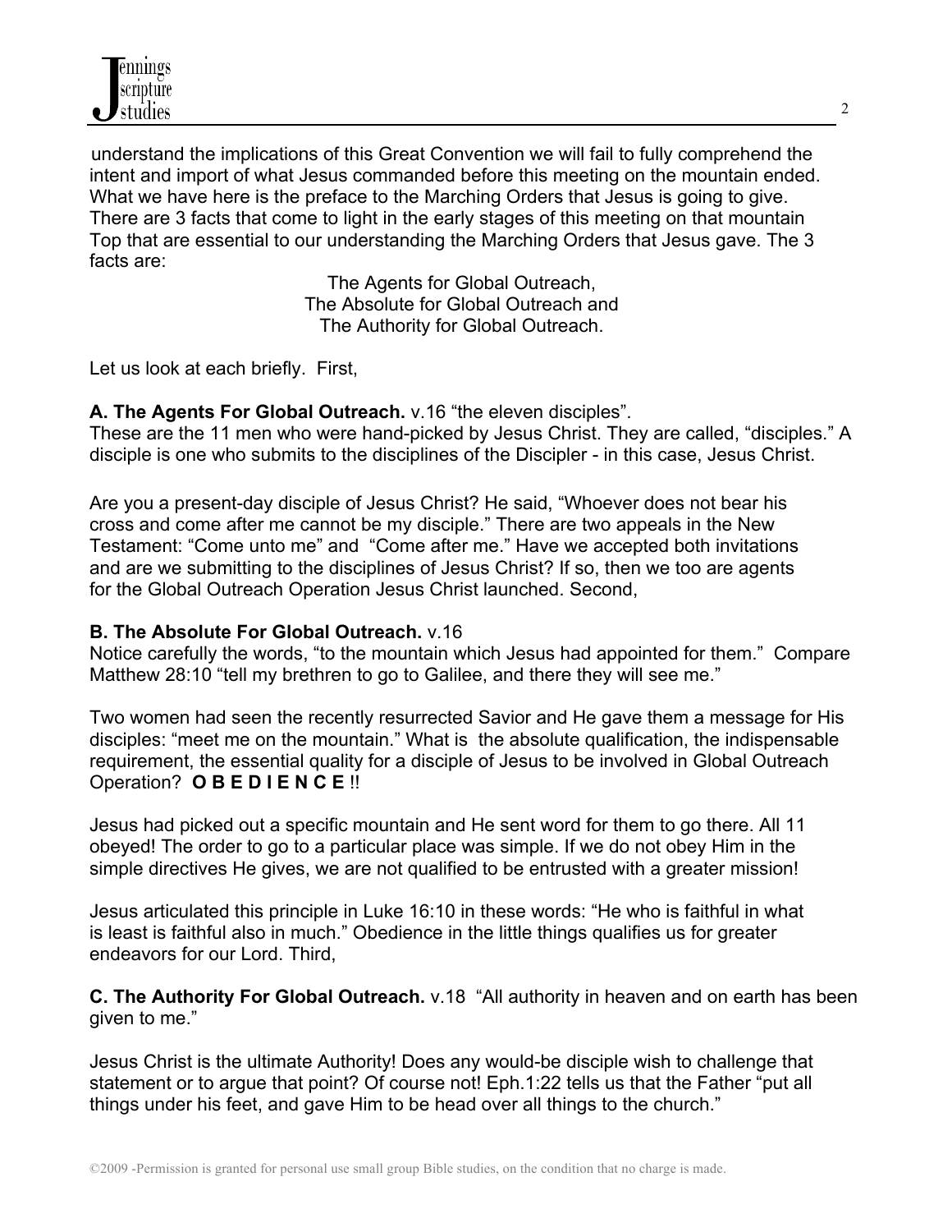understand the implications of this Great Convention we will fail to fully comprehend the intent and import of what Jesus commanded before this meeting on the mountain ended. What we have here is the preface to the Marching Orders that Jesus is going to give. There are 3 facts that come to light in the early stages of this meeting on that mountain Top that are essential to our understanding the Marching Orders that Jesus gave. The 3 facts are:

The Agents for Global Outreach,
The Absolute for Global Outreach and
The Authority for Global Outreach.

Let us look at each briefly. First,

**A. The Agents For Global Outreach.** v.16 "the eleven disciples".
These are the 11 men who were hand-picked by Jesus Christ. They are called, "disciples." A disciple is one who submits to the disciplines of the Discipler - in this case, Jesus Christ.

Are you a present-day disciple of Jesus Christ? He said, "Whoever does not bear his cross and come after me cannot be my disciple." There are two appeals in the New Testament: "Come unto me" and "Come after me." Have we accepted both invitations and are we submitting to the disciplines of Jesus Christ? If so, then we too are agents for the Global Outreach Operation Jesus Christ launched. Second,

**B. The Absolute For Global Outreach.** v.16
Notice carefully the words, "to the mountain which Jesus had appointed for them." Compare Matthew 28:10 "tell my brethren to go to Galilee, and there they will see me."

Two women had seen the recently resurrected Savior and He gave them a message for His disciples: "meet me on the mountain." What is the absolute qualification, the indispensable requirement, the essential quality for a disciple of Jesus to be involved in Global Outreach Operation? **O B E D I E N C E** !!

Jesus had picked out a specific mountain and He sent word for them to go there. All 11 obeyed! The order to go to a particular place was simple. If we do not obey Him in the simple directives He gives, we are not qualified to be entrusted with a greater mission!

Jesus articulated this principle in Luke 16:10 in these words: "He who is faithful in what is least is faithful also in much." Obedience in the little things qualifies us for greater endeavors for our Lord. Third,

**C. The Authority For Global Outreach.** v.18 "All authority in heaven and on earth has been given to me."

Jesus Christ is the ultimate Authority! Does any would-be disciple wish to challenge that statement or to argue that point? Of course not! Eph.1:22 tells us that the Father "put all things under his feet, and gave Him to be head over all things to the church."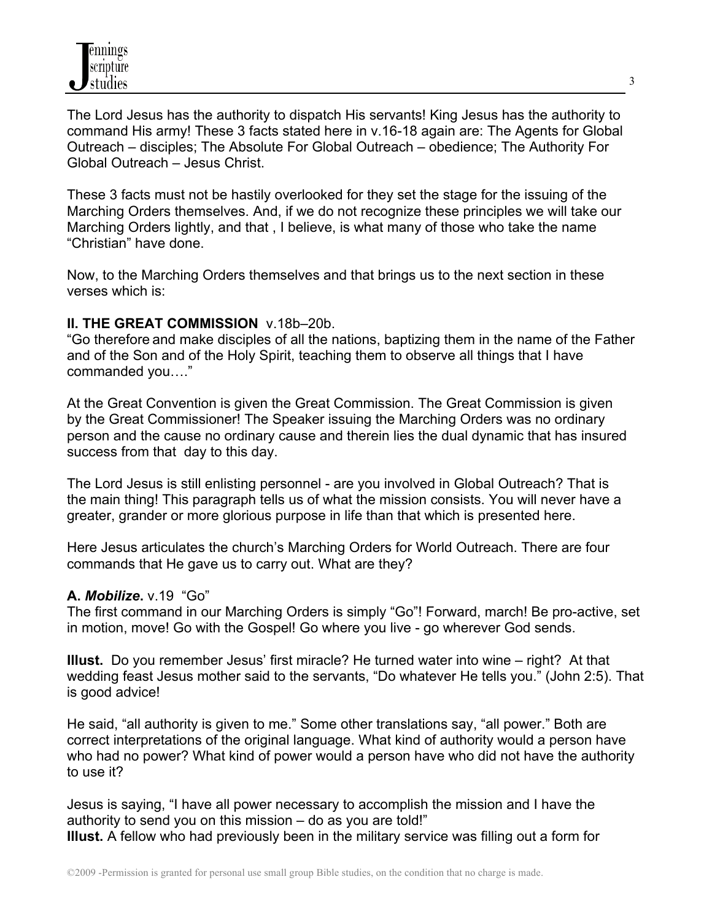The Lord Jesus has the authority to dispatch His servants! King Jesus has the authority to command His army! These 3 facts stated here in v.16-18 again are: The Agents for Global Outreach – disciples; The Absolute For Global Outreach – obedience; The Authority For Global Outreach – Jesus Christ.

These 3 facts must not be hastily overlooked for they set the stage for the issuing of the Marching Orders themselves. And, if we do not recognize these principles we will take our Marching Orders lightly, and that , I believe, is what many of those who take the name "Christian" have done.

Now, to the Marching Orders themselves and that brings us to the next section in these verses which is:

**II. THE GREAT COMMISSION** v.18b–20b.

"Go therefore and make disciples of all the nations, baptizing them in the name of the Father and of the Son and of the Holy Spirit, teaching them to observe all things that I have commanded you…."

At the Great Convention is given the Great Commission. The Great Commission is given by the Great Commissioner! The Speaker issuing the Marching Orders was no ordinary person and the cause no ordinary cause and therein lies the dual dynamic that has insured success from that day to this day.

The Lord Jesus is still enlisting personnel - are you involved in Global Outreach? That is the main thing! This paragraph tells us of what the mission consists. You will never have a greater, grander or more glorious purpose in life than that which is presented here.

Here Jesus articulates the church's Marching Orders for World Outreach. There are four commands that He gave us to carry out. What are they?

**A. *Mobilize*.** v.19 "Go"

The first command in our Marching Orders is simply "Go"! Forward, march! Be pro-active, set in motion, move! Go with the Gospel! Go where you live - go wherever God sends.

**Illust.** Do you remember Jesus' first miracle? He turned water into wine – right? At that wedding feast Jesus mother said to the servants, "Do whatever He tells you." (John 2:5). That is good advice!

He said, "all authority is given to me." Some other translations say, "all power." Both are correct interpretations of the original language. What kind of authority would a person have who had no power? What kind of power would a person have who did not have the authority to use it?

Jesus is saying, "I have all power necessary to accomplish the mission and I have the authority to send you on this mission – do as you are told!"

**Illust.** A fellow who had previously been in the military service was filling out a form for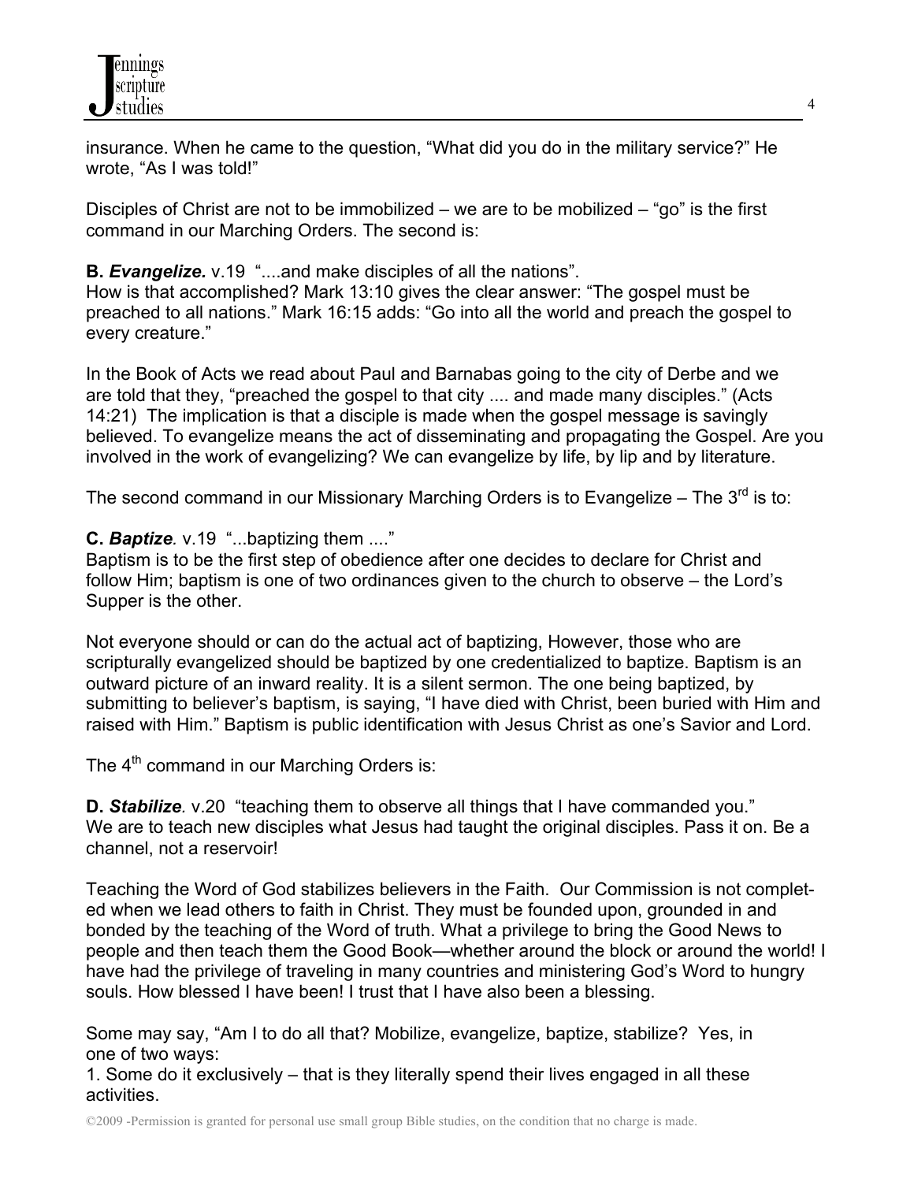insurance. When he came to the question, "What did you do in the military service?" He wrote, "As I was told!"

Disciples of Christ are not to be immobilized – we are to be mobilized – "go" is the first command in our Marching Orders. The second is:

**B. *Evangelize.*** v.19 "....and make disciples of all the nations".
How is that accomplished? Mark 13:10 gives the clear answer: "The gospel must be preached to all nations." Mark 16:15 adds: "Go into all the world and preach the gospel to every creature."

In the Book of Acts we read about Paul and Barnabas going to the city of Derbe and we are told that they, "preached the gospel to that city .... and made many disciples." (Acts 14:21) The implication is that a disciple is made when the gospel message is savingly believed. To evangelize means the act of disseminating and propagating the Gospel. Are you involved in the work of evangelizing? We can evangelize by life, by lip and by literature.

The second command in our Missionary Marching Orders is to Evangelize – The 3rd is to:

**C. *Baptize.*** v.19 "...baptizing them ...."
Baptism is to be the first step of obedience after one decides to declare for Christ and follow Him; baptism is one of two ordinances given to the church to observe – the Lord's Supper is the other.

Not everyone should or can do the actual act of baptizing, However, those who are scripturally evangelized should be baptized by one credentialized to baptize. Baptism is an outward picture of an inward reality. It is a silent sermon. The one being baptized, by submitting to believer's baptism, is saying, "I have died with Christ, been buried with Him and raised with Him." Baptism is public identification with Jesus Christ as one's Savior and Lord.

The 4th command in our Marching Orders is:

**D. *Stabilize.*** v.20 "teaching them to observe all things that I have commanded you."
We are to teach new disciples what Jesus had taught the original disciples. Pass it on. Be a channel, not a reservoir!

Teaching the Word of God stabilizes believers in the Faith. Our Commission is not completed when we lead others to faith in Christ. They must be founded upon, grounded in and bonded by the teaching of the Word of truth. What a privilege to bring the Good News to people and then teach them the Good Book—whether around the block or around the world! I have had the privilege of traveling in many countries and ministering God's Word to hungry souls. How blessed I have been! I trust that I have also been a blessing.

Some may say, "Am I to do all that? Mobilize, evangelize, baptize, stabilize? Yes, in one of two ways:

1. Some do it exclusively – that is they literally spend their lives engaged in all these activities.

©2009 -Permission is granted for personal use small group Bible studies, on the condition that no charge is made.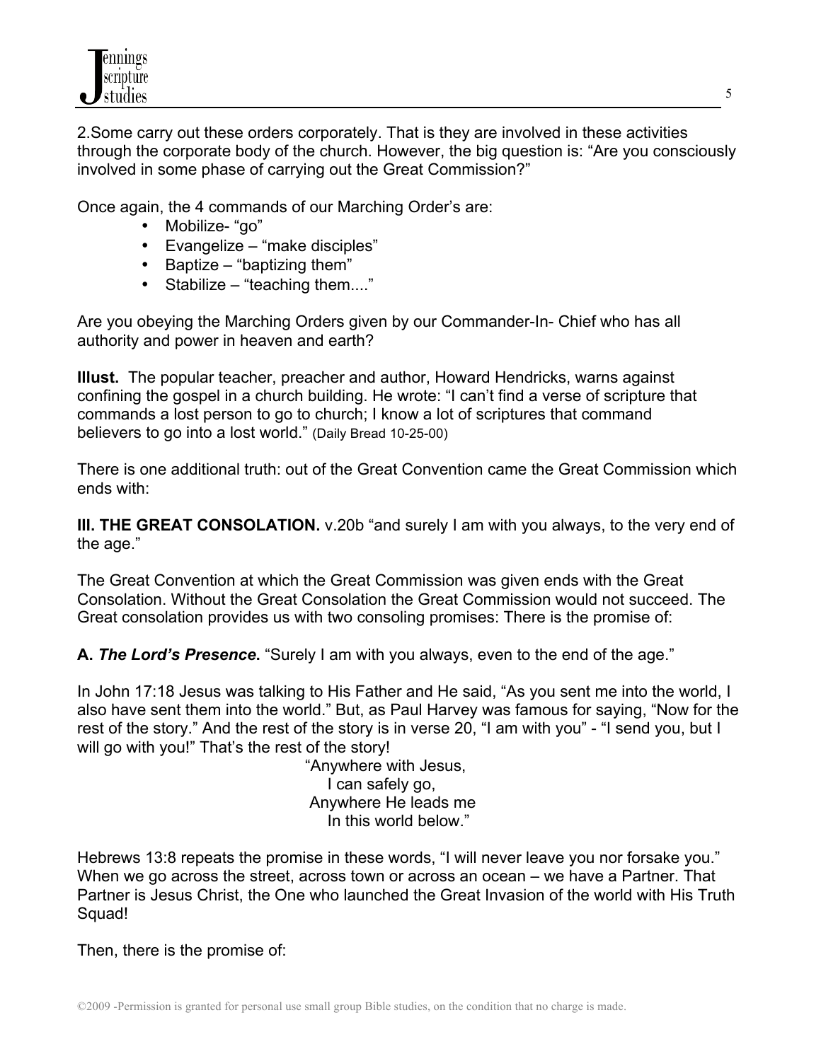2.Some carry out these orders corporately. That is they are involved in these activities through the corporate body of the church. However, the big question is: "Are you consciously involved in some phase of carrying out the Great Commission?"

Once again, the 4 commands of our Marching Order's are:

- Mobilize- "go"
- Evangelize – "make disciples"
- Baptize – "baptizing them"
- Stabilize – "teaching them...."

Are you obeying the Marching Orders given by our Commander-In- Chief who has all authority and power in heaven and earth?

**Illust.** The popular teacher, preacher and author, Howard Hendricks, warns against confining the gospel in a church building. He wrote: "I can't find a verse of scripture that commands a lost person to go to church; I know a lot of scriptures that command believers to go into a lost world." (Daily Bread 10-25-00)

There is one additional truth: out of the Great Convention came the Great Commission which ends with:

**III. THE GREAT CONSOLATION.** v.20b "and surely I am with you always, to the very end of the age."

The Great Convention at which the Great Commission was given ends with the Great Consolation. Without the Great Consolation the Great Commission would not succeed. The Great consolation provides us with two consoling promises: There is the promise of:

**A. *The Lord's Presence.*** "Surely I am with you always, even to the end of the age."

In John 17:18 Jesus was talking to His Father and He said, "As you sent me into the world, I also have sent them into the world." But, as Paul Harvey was famous for saying, "Now for the rest of the story." And the rest of the story is in verse 20, "I am with you" - "I send you, but I will go with you!" That's the rest of the story!

"Anywhere with Jesus,
I can safely go,
Anywhere He leads me
In this world below."

Hebrews 13:8 repeats the promise in these words, "I will never leave you nor forsake you." When we go across the street, across town or across an ocean – we have a Partner. That Partner is Jesus Christ, the One who launched the Great Invasion of the world with His Truth Squad!

Then, there is the promise of: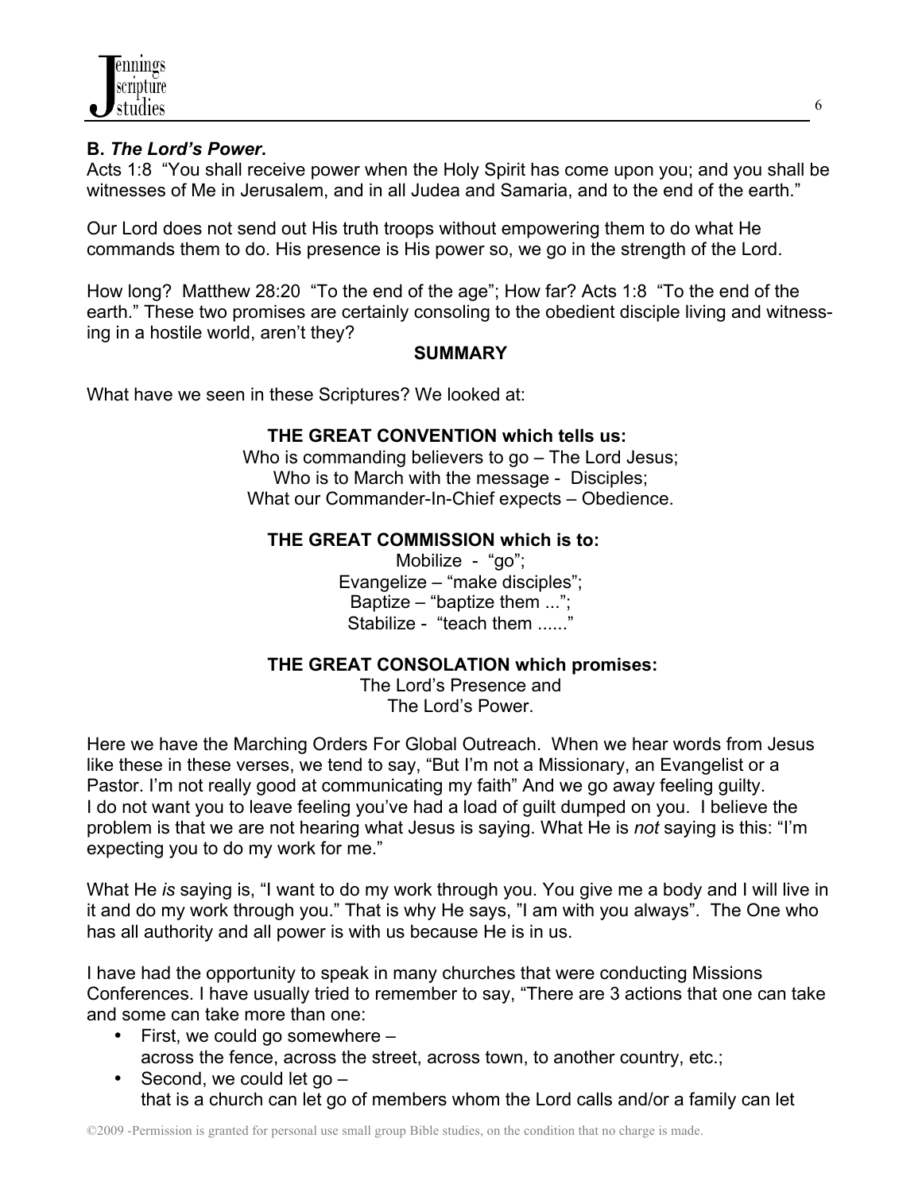**B. *The Lord's Power*.**
Acts 1:8 "You shall receive power when the Holy Spirit has come upon you; and you shall be witnesses of Me in Jerusalem, and in all Judea and Samaria, and to the end of the earth."

Our Lord does not send out His truth troops without empowering them to do what He commands them to do. His presence is His power so, we go in the strength of the Lord.

How long? Matthew 28:20 "To the end of the age"; How far? Acts 1:8 "To the end of the earth." These two promises are certainly consoling to the obedient disciple living and witnessing in a hostile world, aren't they?

**SUMMARY**

What have we seen in these Scriptures? We looked at:

**THE GREAT CONVENTION which tells us:**
Who is commanding believers to go – The Lord Jesus;
Who is to March with the message - Disciples;
What our Commander-In-Chief expects – Obedience.

**THE GREAT COMMISSION which is to:**
Mobilize - "go";
Evangelize – "make disciples";
Baptize – "baptize them ...";
Stabilize - "teach them ......"

**THE GREAT CONSOLATION which promises:**
The Lord's Presence and
The Lord's Power.

Here we have the Marching Orders For Global Outreach. When we hear words from Jesus like these in these verses, we tend to say, "But I'm not a Missionary, an Evangelist or a Pastor. I'm not really good at communicating my faith" And we go away feeling guilty. I do not want you to leave feeling you've had a load of guilt dumped on you. I believe the problem is that we are not hearing what Jesus is saying. What He is *not* saying is this: "I'm expecting you to do my work for me."

What He *is* saying is, "I want to do my work through you. You give me a body and I will live in it and do my work through you." That is why He says, "I am with you always". The One who has all authority and all power is with us because He is in us.

I have had the opportunity to speak in many churches that were conducting Missions Conferences. I have usually tried to remember to say, "There are 3 actions that one can take and some can take more than one:

- First, we could go somewhere –
  across the fence, across the street, across town, to another country, etc.;
- Second, we could let go –
  that is a church can let go of members whom the Lord calls and/or a family can let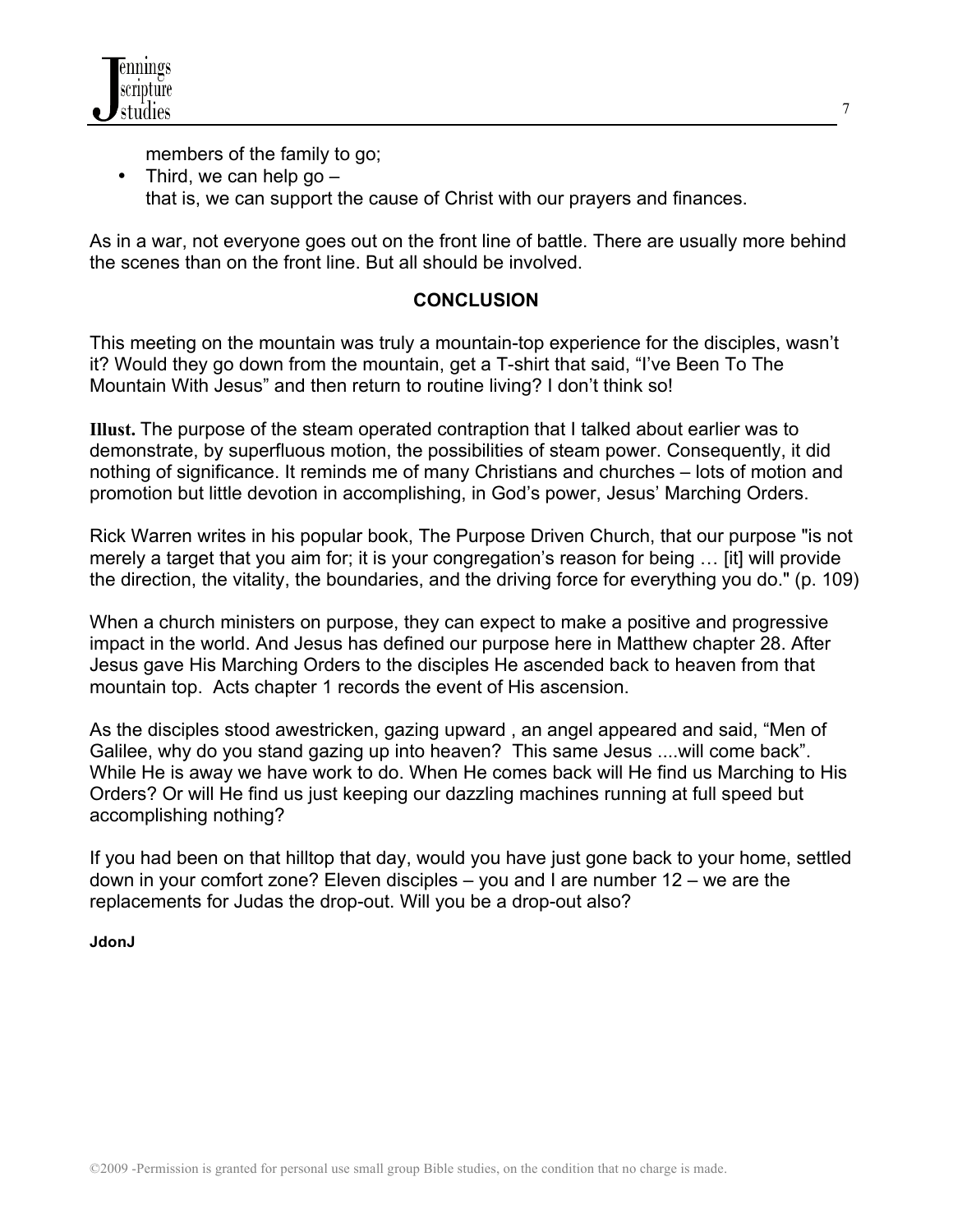members of the family to go;

- Third, we can help go –
  that is, we can support the cause of Christ with our prayers and finances.

As in a war, not everyone goes out on the front line of battle. There are usually more behind the scenes than on the front line. But all should be involved.

## CONCLUSION

This meeting on the mountain was truly a mountain-top experience for the disciples, wasn't it? Would they go down from the mountain, get a T-shirt that said, "I've Been To The Mountain With Jesus" and then return to routine living? I don't think so!

**Illust.** The purpose of the steam operated contraption that I talked about earlier was to demonstrate, by superfluous motion, the possibilities of steam power. Consequently, it did nothing of significance. It reminds me of many Christians and churches – lots of motion and promotion but little devotion in accomplishing, in God's power, Jesus' Marching Orders.

Rick Warren writes in his popular book, The Purpose Driven Church, that our purpose "is not merely a target that you aim for; it is your congregation's reason for being … [it] will provide the direction, the vitality, the boundaries, and the driving force for everything you do." (p. 109)

When a church ministers on purpose, they can expect to make a positive and progressive impact in the world. And Jesus has defined our purpose here in Matthew chapter 28. After Jesus gave His Marching Orders to the disciples He ascended back to heaven from that mountain top. Acts chapter 1 records the event of His ascension.

As the disciples stood awestricken, gazing upward , an angel appeared and said, "Men of Galilee, why do you stand gazing up into heaven? This same Jesus ....will come back". While He is away we have work to do. When He comes back will He find us Marching to His Orders? Or will He find us just keeping our dazzling machines running at full speed but accomplishing nothing?

If you had been on that hilltop that day, would you have just gone back to your home, settled down in your comfort zone? Eleven disciples – you and I are number 12 – we are the replacements for Judas the drop-out. Will you be a drop-out also?

**JdonJ**

©2009 -Permission is granted for personal use small group Bible studies, on the condition that no charge is made.